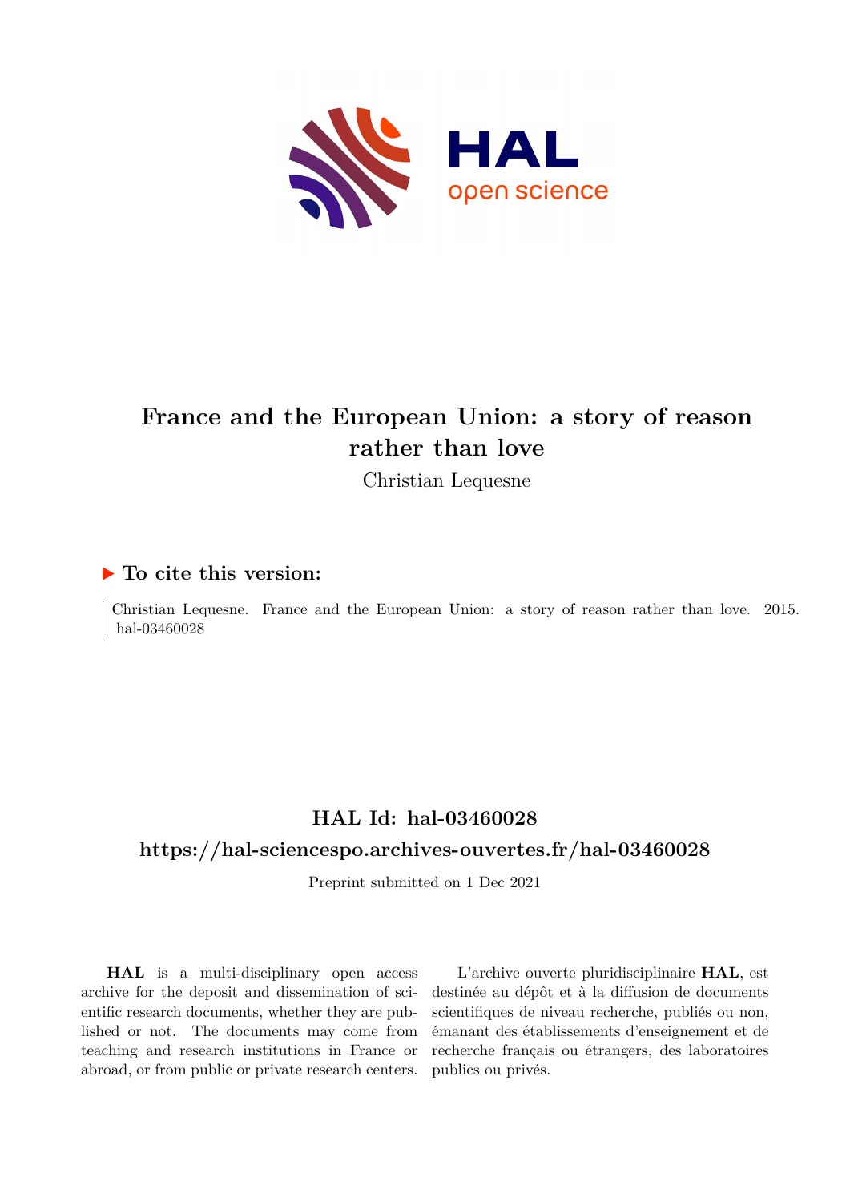# France and the European Union: a story of reason rather than love

Christian Lequesne

## ▶ To cite this version:

Christian Lequesne. France and the European Union: a story of reason rather than love. 2015. hal-03460028

## HAL Id: hal-03460028

## https://hal-sciencespo.archives-ouvertes.fr/hal-03460028

Preprint submitted on 1 Dec 2021

**HAL** is a multi-disciplinary open access archive for the deposit and dissemination of scientific research documents, whether they are published or not. The documents may come from teaching and research institutions in France or abroad, or from public or private research centers.

L'archive ouverte pluridisciplinaire **HAL**, est destinée au dépôt et à la diffusion de documents scientifiques de niveau recherche, publiés ou non, émanant des établissements d'enseignement et de recherche français ou étrangers, des laboratoires publics ou privés.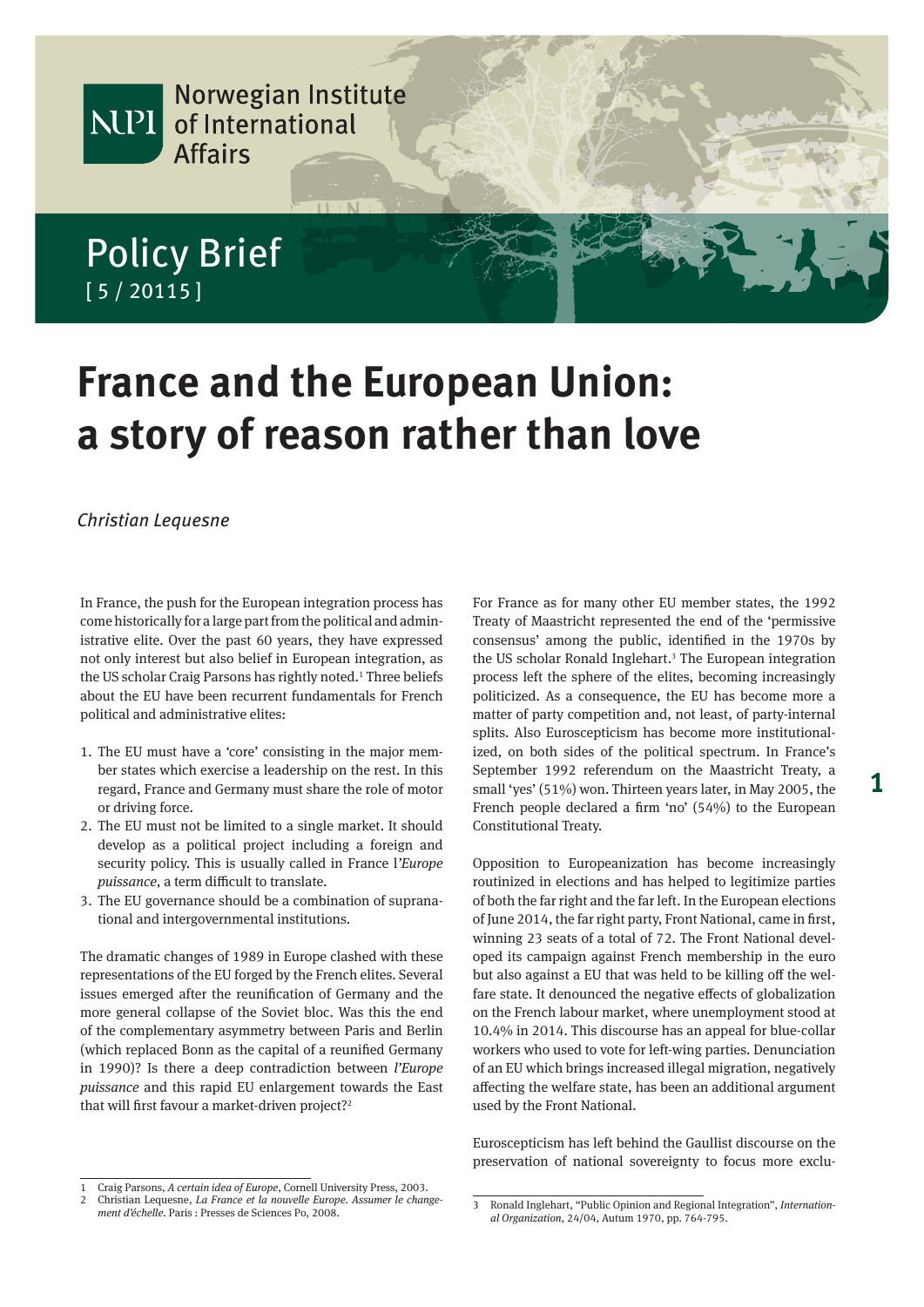Norwegian Institute of International Affairs

Policy Brief [ 5 / 20115 ]

# France and the European Union: a story of reason rather than love

*Christian Lequesne*

In France, the push for the European integration process has come historically for a large part from the political and administrative elite. Over the past 60 years, they have expressed not only interest but also belief in European integration, as the US scholar Craig Parsons has rightly noted.[1] Three beliefs about the EU have been recurrent fundamentals for French political and administrative elites:

1. The EU must have a 'core' consisting in the major member states which exercise a leadership on the rest. In this regard, France and Germany must share the role of motor or driving force.
2. The EU must not be limited to a single market. It should develop as a political project including a foreign and security policy. This is usually called in France l'*Europe puissance*, a term difficult to translate.
3. The EU governance should be a combination of supranational and intergovernmental institutions.

The dramatic changes of 1989 in Europe clashed with these representations of the EU forged by the French elites. Several issues emerged after the reunification of Germany and the more general collapse of the Soviet bloc. Was this the end of the complementary asymmetry between Paris and Berlin (which replaced Bonn as the capital of a reunified Germany in 1990)? Is there a deep contradiction between *l'Europe puissance* and this rapid EU enlargement towards the East that will first favour a market-driven project?[2]

For France as for many other EU member states, the 1992 Treaty of Maastricht represented the end of the 'permissive consensus' among the public, identified in the 1970s by the US scholar Ronald Inglehart.[3] The European integration process left the sphere of the elites, becoming increasingly politicized. As a consequence, the EU has become more a matter of party competition and, not least, of party-internal splits. Also Euroscepticism has become more institutionalized, on both sides of the political spectrum. In France's September 1992 referendum on the Maastricht Treaty, a small 'yes' (51%) won. Thirteen years later, in May 2005, the French people declared a firm 'no' (54%) to the European Constitutional Treaty.

Opposition to Europeanization has become increasingly routinized in elections and has helped to legitimize parties of both the far right and the far left. In the European elections of June 2014, the far right party, Front National, came in first, winning 23 seats of a total of 72. The Front National developed its campaign against French membership in the euro but also against a EU that was held to be killing off the welfare state. It denounced the negative effects of globalization on the French labour market, where unemployment stood at 10.4% in 2014. This discourse has an appeal for blue-collar workers who used to vote for left-wing parties. Denunciation of an EU which brings increased illegal migration, negatively affecting the welfare state, has been an additional argument used by the Front National.

Euroscepticism has left behind the Gaullist discourse on the preservation of national sovereignty to focus more exclu-

---

1 Craig Parsons, *A certain idea of Europe*, Cornell University Press, 2003.

2 Christian Lequesne, *La France et la nouvelle Europe. Assumer le changement d'échelle*. Paris : Presses de Sciences Po, 2008.

3 Ronald Inglehart, "Public Opinion and Regional Integration", *International Organization*, 24/04, Autum 1970, pp. 764-795.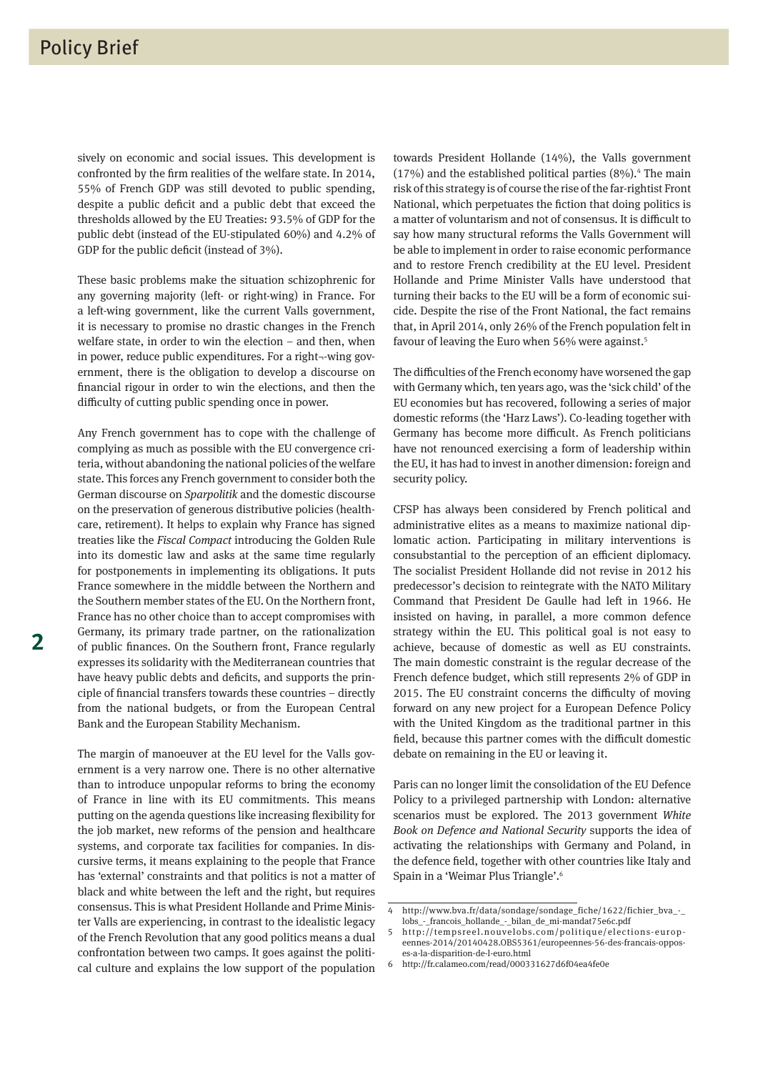sively on economic and social issues. This development is confronted by the firm realities of the welfare state. In 2014, 55% of French GDP was still devoted to public spending, despite a public deficit and a public debt that exceed the thresholds allowed by the EU Treaties: 93.5% of GDP for the public debt (instead of the EU-stipulated 60%) and 4.2% of GDP for the public deficit (instead of 3%).

These basic problems make the situation schizophrenic for any governing majority (left- or right-wing) in France. For a left-wing government, like the current Valls government, it is necessary to promise no drastic changes in the French welfare state, in order to win the election – and then, when in power, reduce public expenditures. For a right¬-wing government, there is the obligation to develop a discourse on financial rigour in order to win the elections, and then the difficulty of cutting public spending once in power.

Any French government has to cope with the challenge of complying as much as possible with the EU convergence criteria, without abandoning the national policies of the welfare state. This forces any French government to consider both the German discourse on *Sparpolitik* and the domestic discourse on the preservation of generous distributive policies (healthcare, retirement). It helps to explain why France has signed treaties like the *Fiscal Compact* introducing the Golden Rule into its domestic law and asks at the same time regularly for postponements in implementing its obligations. It puts France somewhere in the middle between the Northern and the Southern member states of the EU. On the Northern front, France has no other choice than to accept compromises with Germany, its primary trade partner, on the rationalization of public finances. On the Southern front, France regularly expresses its solidarity with the Mediterranean countries that have heavy public debts and deficits, and supports the principle of financial transfers towards these countries – directly from the national budgets, or from the European Central Bank and the European Stability Mechanism.

The margin of manoeuver at the EU level for the Valls government is a very narrow one. There is no other alternative than to introduce unpopular reforms to bring the economy of France in line with its EU commitments. This means putting on the agenda questions like increasing flexibility for the job market, new reforms of the pension and healthcare systems, and corporate tax facilities for companies. In discursive terms, it means explaining to the people that France has 'external' constraints and that politics is not a matter of black and white between the left and the right, but requires consensus. This is what President Hollande and Prime Minister Valls are experiencing, in contrast to the idealistic legacy of the French Revolution that any good politics means a dual confrontation between two camps. It goes against the political culture and explains the low support of the population towards President Hollande (14%), the Valls government (17%) and the established political parties (8%).[4] The main risk of this strategy is of course the rise of the far-rightist Front National, which perpetuates the fiction that doing politics is a matter of voluntarism and not of consensus. It is difficult to say how many structural reforms the Valls Government will be able to implement in order to raise economic performance and to restore French credibility at the EU level. President Hollande and Prime Minister Valls have understood that turning their backs to the EU will be a form of economic suicide. Despite the rise of the Front National, the fact remains that, in April 2014, only 26% of the French population felt in favour of leaving the Euro when 56% were against.[5]

The difficulties of the French economy have worsened the gap with Germany which, ten years ago, was the 'sick child' of the EU economies but has recovered, following a series of major domestic reforms (the 'Harz Laws'). Co-leading together with Germany has become more difficult. As French politicians have not renounced exercising a form of leadership within the EU, it has had to invest in another dimension: foreign and security policy.

CFSP has always been considered by French political and administrative elites as a means to maximize national diplomatic action. Participating in military interventions is consubstantial to the perception of an efficient diplomacy. The socialist President Hollande did not revise in 2012 his predecessor's decision to reintegrate with the NATO Military Command that President De Gaulle had left in 1966. He insisted on having, in parallel, a more common defence strategy within the EU. This political goal is not easy to achieve, because of domestic as well as EU constraints. The main domestic constraint is the regular decrease of the French defence budget, which still represents 2% of GDP in 2015. The EU constraint concerns the difficulty of moving forward on any new project for a European Defence Policy with the United Kingdom as the traditional partner in this field, because this partner comes with the difficult domestic debate on remaining in the EU or leaving it.

Paris can no longer limit the consolidation of the EU Defence Policy to a privileged partnership with London: alternative scenarios must be explored. The 2013 government *White Book on Defence and National Security* supports the idea of activating the relationships with Germany and Poland, in the defence field, together with other countries like Italy and Spain in a 'Weimar Plus Triangle'.[6]

---

4 http://www.bva.fr/data/sondage/sondage_fiche/1622/fichier_bva_-_lobs_-_francois_hollande_-_bilan_de_mi-mandat75e6c.pdf

5 http://tempsreel.nouvelobs.com/politique/elections-europeennes-2014/20140428.OBS5361/europeennes-56-des-francais-opposes-a-la-disparition-de-l-euro.html

6 http://fr.calameo.com/read/000331627d6f04ea4fe0e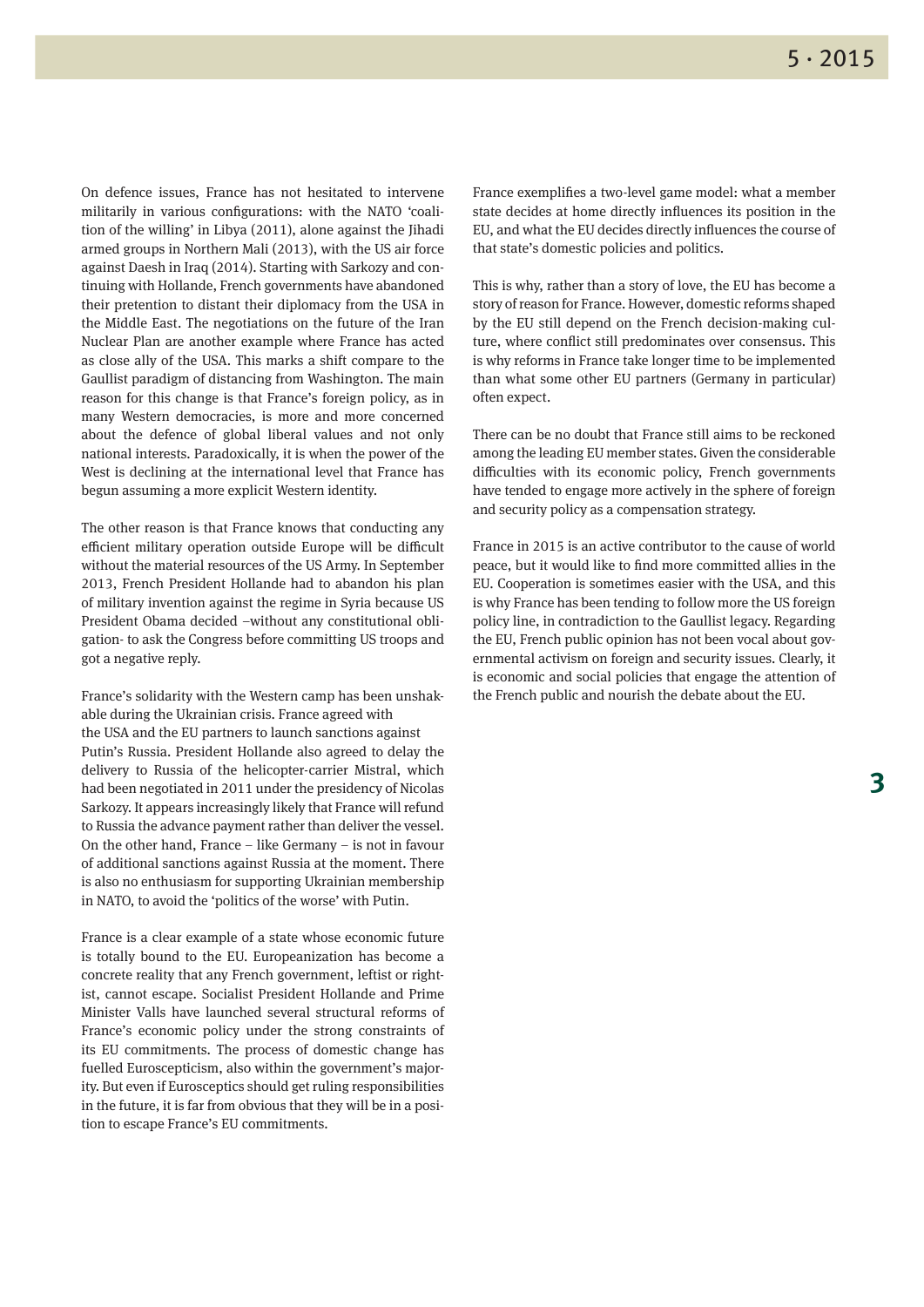On defence issues, France has not hesitated to intervene militarily in various configurations: with the NATO 'coalition of the willing' in Libya (2011), alone against the Jihadi armed groups in Northern Mali (2013), with the US air force against Daesh in Iraq (2014). Starting with Sarkozy and continuing with Hollande, French governments have abandoned their pretention to distant their diplomacy from the USA in the Middle East. The negotiations on the future of the Iran Nuclear Plan are another example where France has acted as close ally of the USA. This marks a shift compare to the Gaullist paradigm of distancing from Washington. The main reason for this change is that France's foreign policy, as in many Western democracies, is more and more concerned about the defence of global liberal values and not only national interests. Paradoxically, it is when the power of the West is declining at the international level that France has begun assuming a more explicit Western identity.

The other reason is that France knows that conducting any efficient military operation outside Europe will be difficult without the material resources of the US Army. In September 2013, French President Hollande had to abandon his plan of military invention against the regime in Syria because US President Obama decided –without any constitutional obligation- to ask the Congress before committing US troops and got a negative reply.

France's solidarity with the Western camp has been unshakable during the Ukrainian crisis. France agreed with the USA and the EU partners to launch sanctions against Putin's Russia. President Hollande also agreed to delay the delivery to Russia of the helicopter-carrier Mistral, which had been negotiated in 2011 under the presidency of Nicolas Sarkozy. It appears increasingly likely that France will refund to Russia the advance payment rather than deliver the vessel. On the other hand, France – like Germany – is not in favour of additional sanctions against Russia at the moment. There is also no enthusiasm for supporting Ukrainian membership in NATO, to avoid the 'politics of the worse' with Putin.

France is a clear example of a state whose economic future is totally bound to the EU. Europeanization has become a concrete reality that any French government, leftist or rightist, cannot escape. Socialist President Hollande and Prime Minister Valls have launched several structural reforms of France's economic policy under the strong constraints of its EU commitments. The process of domestic change has fuelled Euroscepticism, also within the government's majority. But even if Eurosceptics should get ruling responsibilities in the future, it is far from obvious that they will be in a position to escape France's EU commitments.

France exemplifies a two-level game model: what a member state decides at home directly influences its position in the EU, and what the EU decides directly influences the course of that state's domestic policies and politics.

This is why, rather than a story of love, the EU has become a story of reason for France. However, domestic reforms shaped by the EU still depend on the French decision-making culture, where conflict still predominates over consensus. This is why reforms in France take longer time to be implemented than what some other EU partners (Germany in particular) often expect.

There can be no doubt that France still aims to be reckoned among the leading EU member states. Given the considerable difficulties with its economic policy, French governments have tended to engage more actively in the sphere of foreign and security policy as a compensation strategy.

France in 2015 is an active contributor to the cause of world peace, but it would like to find more committed allies in the EU. Cooperation is sometimes easier with the USA, and this is why France has been tending to follow more the US foreign policy line, in contradiction to the Gaullist legacy. Regarding the EU, French public opinion has not been vocal about governmental activism on foreign and security issues. Clearly, it is economic and social policies that engage the attention of the French public and nourish the debate about the EU.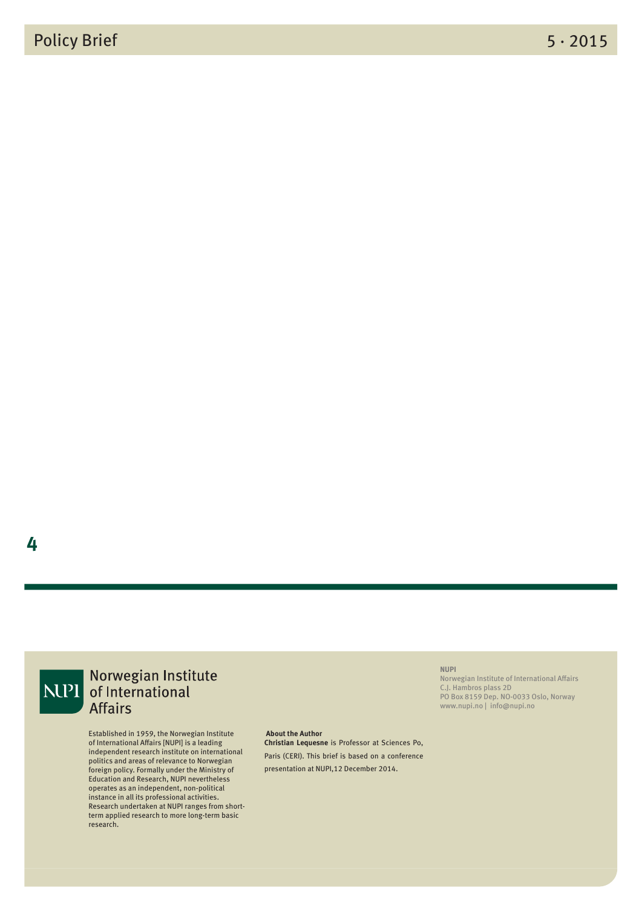Norwegian Institute of International Affairs

Established in 1959, the Norwegian Institute of International Affairs [NUPI] is a leading independent research institute on international politics and areas of relevance to Norwegian foreign policy. Formally under the Ministry of Education and Research, NUPI nevertheless operates as an independent, non-political instance in all its professional activities. Research undertaken at NUPI ranges from short-term applied research to more long-term basic research.

**About the Author**

**Christian Lequesne** is Professor at Sciences Po, Paris (CERI). This brief is based on a conference presentation at NUPI,12 December 2014.

**NUPI**

Norwegian Institute of International Affairs
C.J. Hambros plass 2D
PO Box 8159 Dep. NO-0033 Oslo, Norway
www.nupi.no | info@nupi.no